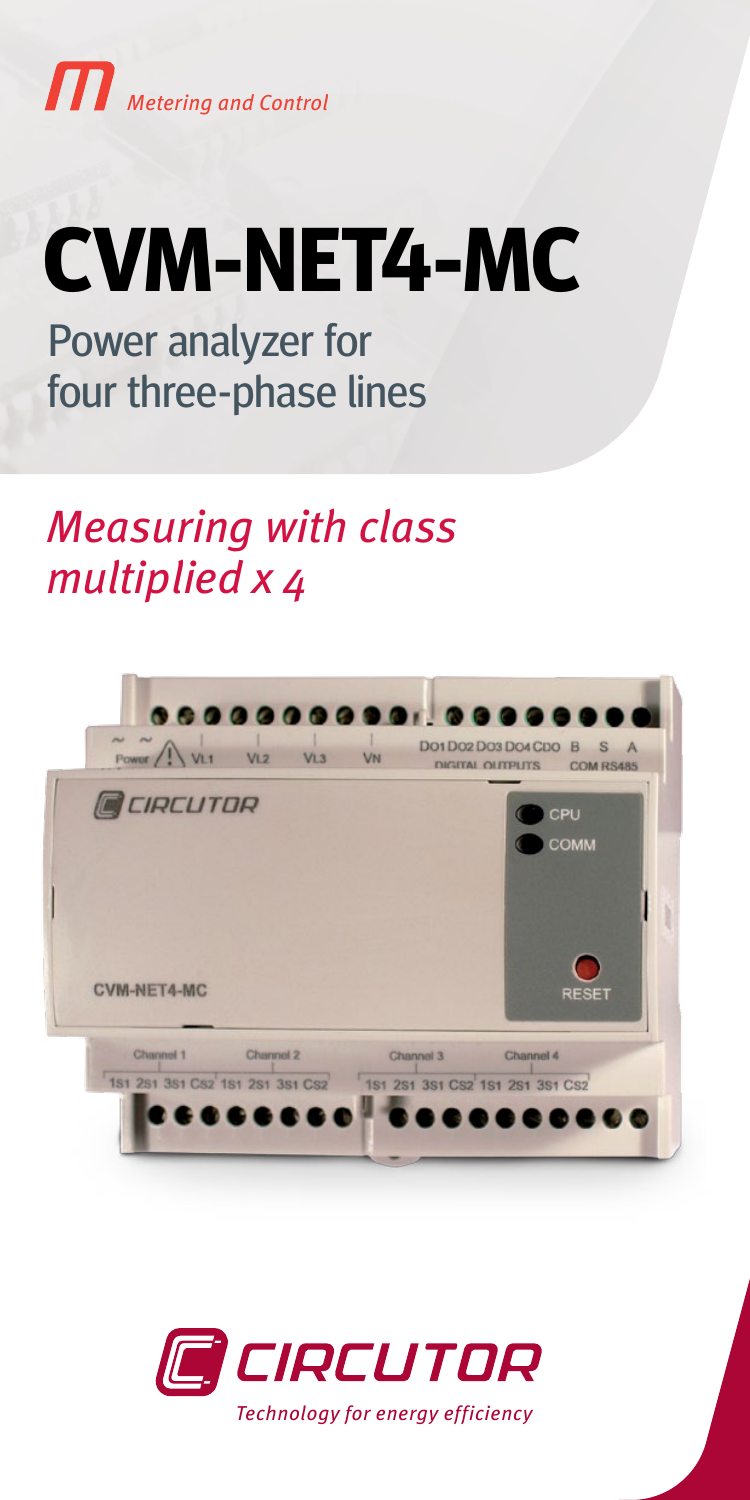*Metering and Control*

# CVM-NET4-MC

## Power analyzer for four three-phase lines

*Measuring with class multiplied x 4*

CIRCUTOR

*Technology for energy efficiency*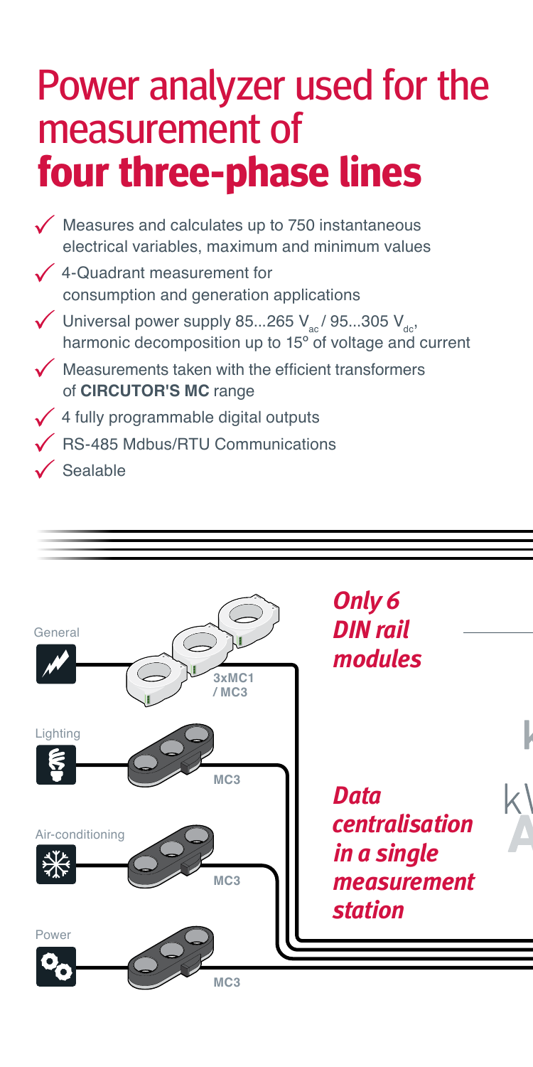# Power analyzer used for the measurement of **four three-phase lines**

- Measures and calculates up to 750 instantaneous electrical variables, maximum and minimum values
- 4-Quadrant measurement for consumption and generation applications
- Universal power supply 85...265 $V_{ac}$ / 95...305 $V_{dc}$, harmonic decomposition up to 15° of voltage and current
- Measurements taken with the efficient transformers of **CIRCUTOR'S MC** range
- 4 fully programmable digital outputs
- RS-485 Mdbus/RTU Communications
- Sealable

General

3xMC1 / MC3

Lighting

MC3

Air-conditioning

MC3

Power

MC3

***Only 6 DIN rail modules***

***Data centralisation in a single measurement station***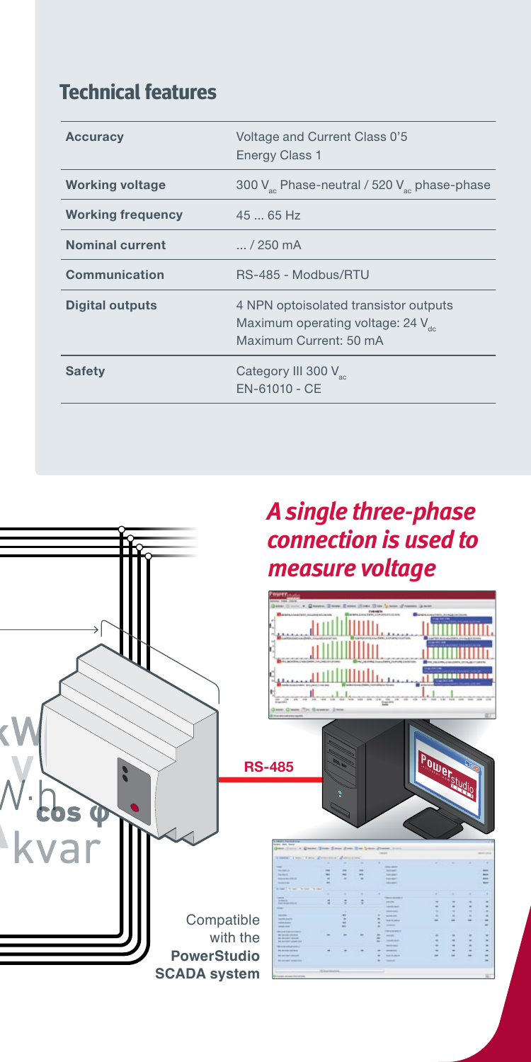## Technical features

| | |
|---|---|
| **Accuracy** | Voltage and Current Class 0'5<br>Energy Class 1 |
| **Working voltage** | 300 $V_{ac}$ Phase-neutral / 520 $V_{ac}$ phase-phase |
| **Working frequency** | 45 ... 65 Hz |
| **Nominal current** | ... / 250 mA |
| **Communication** | RS-485 - Modbus/RTU |
| **Digital outputs** | 4 NPN optoisolated transistor outputs<br>Maximum operating voltage: 24 $V_{dc}$<br>Maximum Current: 50 mA |
| **Safety** | Category III 300 $V_{ac}$<br>EN-61010 - CE |

## *A single three-phase connection is used to measure voltage*

RS-485

Compatible with the **PowerStudio SCADA system**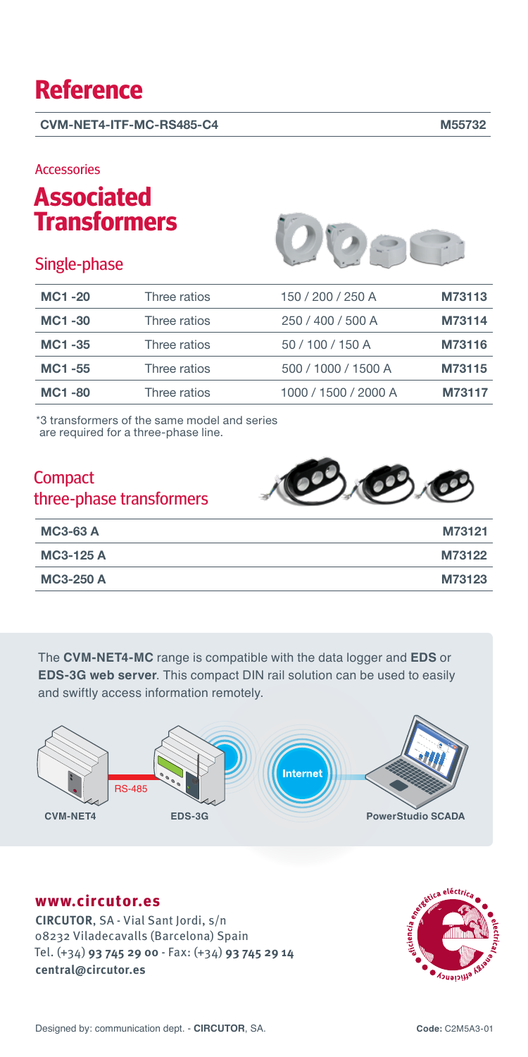# Reference

| | |
|---|---|
| **CVM-NET4-ITF-MC-RS485-C4** | **M55732** |

Accessories

## Associated Transformers

### Single-phase

| | | | |
|---|---|---|---|
| **MC1 -20** | Three ratios | 150 / 200 / 250 A | **M73113** |
| **MC1 -30** | Three ratios | 250 / 400 / 500 A | **M73114** |
| **MC1 -35** | Three ratios | 50 / 100 / 150 A | **M73116** |
| **MC1 -55** | Three ratios | 500 / 1000 / 1500 A | **M73115** |
| **MC1 -80** | Three ratios | 1000 / 1500 / 2000 A | **M73117** |

*3 transformers of the same model and series are required for a three-phase line.

### Compact three-phase transformers

| | |
|---|---|
| **MC3-63 A** | **M73121** |
| **MC3-125 A** | **M73122** |
| **MC3-250 A** | **M73123** |

The **CVM-NET4-MC** range is compatible with the data logger and **EDS** or **EDS-3G web server**. This compact DIN rail solution can be used to easily and swiftly access information remotely.

RS-485

Internet

CVM-NET4

EDS-3G

PowerStudio SCADA

**www.circutor.es**

**CIRCUTOR**, SA - Vial Sant Jordi, s/n
08232 Viladecavalls (Barcelona) Spain
Tel. (+34) **93 745 29 00** - Fax: (+34) **93 745 29 14**
**central@circutor.es**

Designed by: communication dept. - **CIRCUTOR**, SA.

**Code:** C2M5A3-01